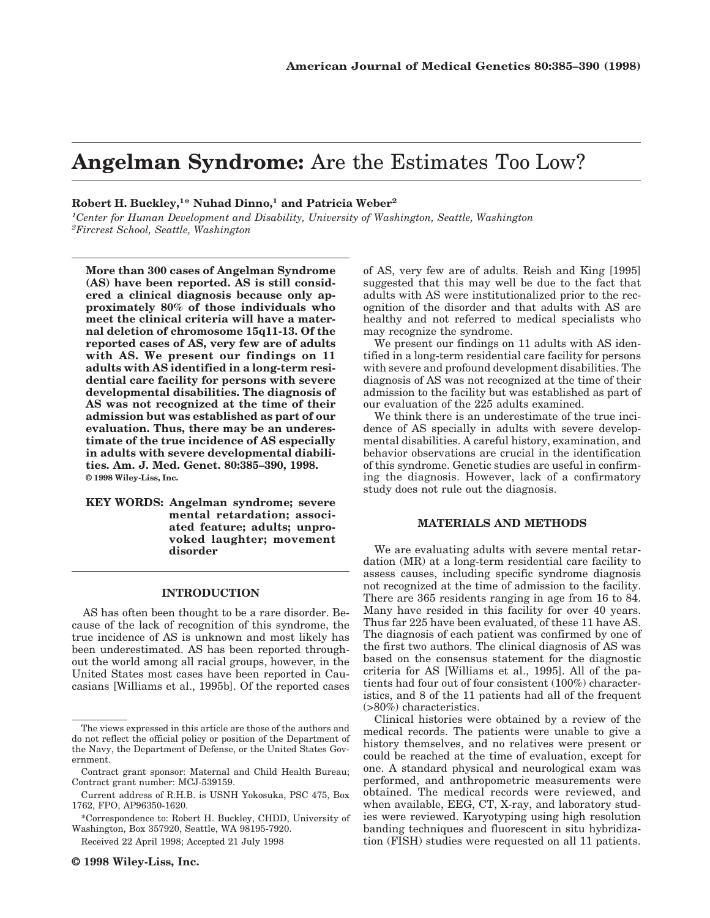# Angelman Syndrome: Are the Estimates Too Low?

**Robert H. Buckley,[1]* Nuhad Dinno,[1] and Patricia Weber[2]**

[1]*Center for Human Development and Disability, University of Washington, Seattle, Washington*
[2]*Fircrest School, Seattle, Washington*

**More than 300 cases of Angelman Syndrome (AS) have been reported. AS is still considered a clinical diagnosis because only approximately 80% of those individuals who meet the clinical criteria will have a maternal deletion of chromosome 15q11-13. Of the reported cases of AS, very few are of adults with AS. We present our findings on 11 adults with AS identified in a long-term residential care facility for persons with severe developmental disabilities. The diagnosis of AS was not recognized at the time of their admission but was established as part of our evaluation. Thus, there may be an underestimate of the true incidence of AS especially in adults with severe developmental diabilities. Am. J. Med. Genet. 80:385–390, 1998.**
**© 1998 Wiley-Liss, Inc.**

**KEY WORDS: Angelman syndrome; severe mental retardation; associated feature; adults; unprovoked laughter; movement disorder**

## INTRODUCTION

AS has often been thought to be a rare disorder. Because of the lack of recognition of this syndrome, the true incidence of AS is unknown and most likely has been underestimated. AS has been reported throughout the world among all racial groups, however, in the United States most cases have been reported in Caucasians [Williams et al., 1995b]. Of the reported cases of AS, very few are of adults. Reish and King [1995] suggested that this may well be due to the fact that adults with AS were institutionalized prior to the recognition of the disorder and that adults with AS are healthy and not referred to medical specialists who may recognize the syndrome.

We present our findings on 11 adults with AS identified in a long-term residential care facility for persons with severe and profound development disabilities. The diagnosis of AS was not recognized at the time of their admission to the facility but was established as part of our evaluation of the 225 adults examined.

We think there is an underestimate of the true incidence of AS specially in adults with severe developmental disabilities. A careful history, examination, and behavior observations are crucial in the identification of this syndrome. Genetic studies are useful in confirming the diagnosis. However, lack of a confirmatory study does not rule out the diagnosis.

## MATERIALS AND METHODS

We are evaluating adults with severe mental retardation (MR) at a long-term residential care facility to assess causes, including specific syndrome diagnosis not recognized at the time of admission to the facility. There are 365 residents ranging in age from 16 to 84. Many have resided in this facility for over 40 years. Thus far 225 have been evaluated, of these 11 have AS. The diagnosis of each patient was confirmed by one of the first two authors. The clinical diagnosis of AS was based on the consensus statement for the diagnostic criteria for AS [Williams et al., 1995]. All of the patients had four out of four consistent (100%) characteristics, and 8 of the 11 patients had all of the frequent (>80%) characteristics.

Clinical histories were obtained by a review of the medical records. The patients were unable to give a history themselves, and no relatives were present or could be reached at the time of evaluation, except for one. A standard physical and neurological exam was performed, and anthropometric measurements were obtained. The medical records were reviewed, and when available, EEG, CT, X-ray, and laboratory studies were reviewed. Karyotyping using high resolution banding techniques and fluorescent in situ hybridization (FISH) studies were requested on all 11 patients.

---

The views expressed in this article are those of the authors and do not reflect the official policy or position of the Department of the Navy, the Department of Defense, or the United States Government.

Contract grant sponsor: Maternal and Child Health Bureau; Contract grant number: MCJ-539159.

Current address of R.H.B. is USNH Yokosuka, PSC 475, Box 1762, FPO, AP96350-1620.

*Correspondence to: Robert H. Buckley, CHDD, University of Washington, Box 357920, Seattle, WA 98195-7920.

Received 22 April 1998; Accepted 21 July 1998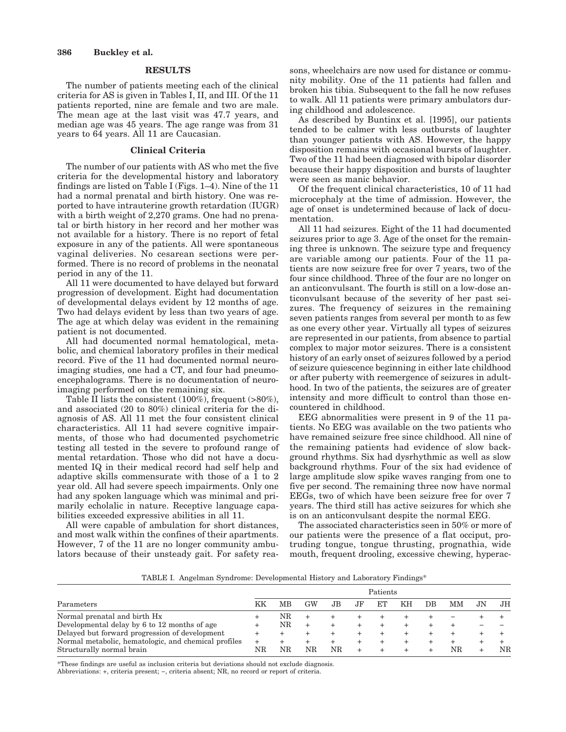## RESULTS

The number of patients meeting each of the clinical criteria for AS is given in Tables I, II, and III. Of the 11 patients reported, nine are female and two are male. The mean age at the last visit was 47.7 years, and median age was 45 years. The age range was from 31 years to 64 years. All 11 are Caucasian.

### Clinical Criteria

The number of our patients with AS who met the five criteria for the developmental history and laboratory findings are listed on Table I (Figs. 1–4). Nine of the 11 had a normal prenatal and birth history. One was reported to have intrauterine growth retardation (IUGR) with a birth weight of 2,270 grams. One had no prenatal or birth history in her record and her mother was not available for a history. There is no report of fetal exposure in any of the patients. All were spontaneous vaginal deliveries. No cesarean sections were performed. There is no record of problems in the neonatal period in any of the 11.

All 11 were documented to have delayed but forward progression of development. Eight had documentation of developmental delays evident by 12 months of age. Two had delays evident by less than two years of age. The age at which delay was evident in the remaining patient is not documented.

All had documented normal hematological, metabolic, and chemical laboratory profiles in their medical record. Five of the 11 had documented normal neuroimaging studies, one had a CT, and four had pneumoencephalograms. There is no documentation of neuroimaging performed on the remaining six.

Table II lists the consistent (100%), frequent (>80%), and associated (20 to 80%) clinical criteria for the diagnosis of AS. All 11 met the four consistent clinical characteristics. All 11 had severe cognitive impairments, of those who had documented psychometric testing all tested in the severe to profound range of mental retardation. Those who did not have a documented IQ in their medical record had self help and adaptive skills commensurate with those of a 1 to 2 year old. All had severe speech impairments. Only one had any spoken language which was minimal and primarily echolalic in nature. Receptive language capabilities exceeded expressive abilities in all 11.

All were capable of ambulation for short distances, and most walk within the confines of their apartments. However, 7 of the 11 are no longer community ambulators because of their unsteady gait. For safety reasons, wheelchairs are now used for distance or community mobility. One of the 11 patients had fallen and broken his tibia. Subsequent to the fall he now refuses to walk. All 11 patients were primary ambulators during childhood and adolescence.

As described by Buntinx et al. [1995], our patients tended to be calmer with less outbursts of laughter than younger patients with AS. However, the happy disposition remains with occasional bursts of laughter. Two of the 11 had been diagnosed with bipolar disorder because their happy disposition and bursts of laughter were seen as manic behavior.

Of the frequent clinical characteristics, 10 of 11 had microcephaly at the time of admission. However, the age of onset is undetermined because of lack of documentation.

All 11 had seizures. Eight of the 11 had documented seizures prior to age 3. Age of the onset for the remaining three is unknown. The seizure type and frequency are variable among our patients. Four of the 11 patients are now seizure free for over 7 years, two of the four since childhood. Three of the four are no longer on an anticonvulsant. The fourth is still on a low-dose anticonvulsant because of the severity of her past seizures. The frequency of seizures in the remaining seven patients ranges from several per month to as few as one every other year. Virtually all types of seizures are represented in our patients, from absence to partial complex to major motor seizures. There is a consistent history of an early onset of seizures followed by a period of seizure quiescence beginning in either late childhood or after puberty with reemergence of seizures in adulthood. In two of the patients, the seizures are of greater intensity and more difficult to control than those encountered in childhood.

EEG abnormalities were present in 9 of the 11 patients. No EEG was available on the two patients who have remained seizure free since childhood. All nine of the remaining patients had evidence of slow background rhythms. Six had dysrhythmic as well as slow background rhythms. Four of the six had evidence of large amplitude slow spike waves ranging from one to five per second. The remaining three now have normal EEGs, two of which have been seizure free for over 7 years. The third still has active seizures for which she is on an anticonvulsant despite the normal EEG.

The associated characteristics seen in 50% or more of our patients were the presence of a flat occiput, protruding tongue, tongue thrusting, prognathia, wide mouth, frequent drooling, excessive chewing, hyperac-

TABLE I. Angelman Syndrome: Developmental History and Laboratory Findings*

| Parameters | Patients | | | | | | | | | | |
|---|---|---|---|---|---|---|---|---|---|---|---|
| | KK | MB | GW | JB | JF | ET | KH | DB | MM | JN | JH |
| Normal prenatal and birth Hx | + | NR | + | + | + | + | + | + | − | + | + |
| Developmental delay by 6 to 12 months of age | + | NR | + | + | + | + | + | + | + | − | − |
| Delayed but forward progression of development | + | + | + | + | + | + | + | + | + | + | + |
| Normal metabolic, hematologic, and chemical profiles | + | + | + | + | + | + | + | + | + | + | + |
| Structurally normal brain | NR | NR | NR | NR | + | + | + | + | NR | + | NR |

*These findings are useful as inclusion criteria but deviations should not exclude diagnosis.
Abbreviations: +, criteria present; −, criteria absent; NR, no record or report of criteria.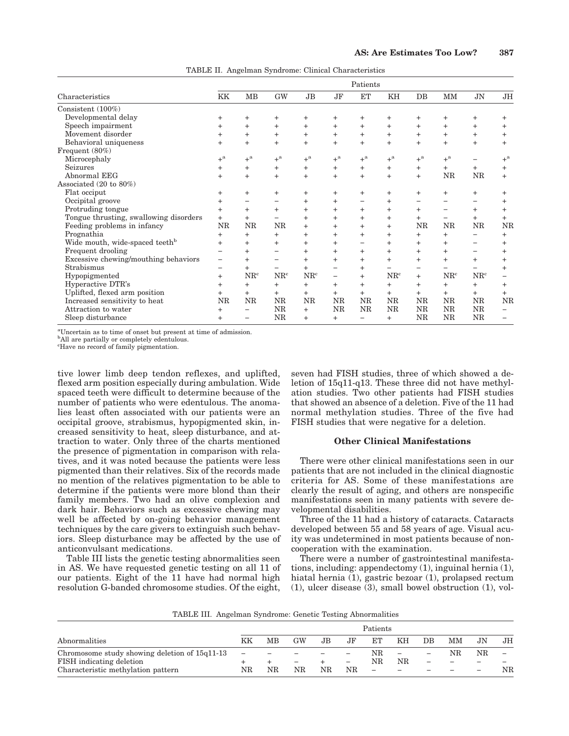TABLE II. Angelman Syndrome: Clinical Characteristics

| Characteristics | Patients | | | | | | | | | | |
|---|---|---|---|---|---|---|---|---|---|---|---|
| | KK | MB | GW | JB | JF | ET | KH | DB | MM | JN | JH |
| Consistent (100%) | | | | | | | | | | | |
| Developmental delay | + | + | + | + | + | + | + | + | + | + | + |
| Speech impairment | + | + | + | + | + | + | + | + | + | + | + |
| Movement disorder | + | + | + | + | + | + | + | + | + | + | + |
| Behavioral uniqueness | + | + | + | + | + | + | + | + | + | + | + |
| Frequent (80%) | | | | | | | | | | | |
| Microcephaly | +[a] | +[a] | +[a] | +[a] | +[a] | +[a] | +[a] | +[a] | +[a] | − | +[a] |
| Seizures | + | + | + | + | + | + | + | + | + | + | + |
| Abnormal EEG | + | + | + | + | + | + | + | + | NR | NR | + |
| Associated (20 to 80%) | | | | | | | | | | | |
| Flat occiput | + | + | + | + | + | + | + | + | + | + | + |
| Occipital groove | + | − | − | + | + | − | + | − | − | − | + |
| Protruding tongue | + | + | + | + | + | + | + | + | − | + | + |
| Tongue thrusting, swallowing disorders | + | + | − | + | + | + | + | + | − | + | + |
| Feeding problems in infancy | NR | NR | NR | + | + | + | + | NR | NR | NR | NR |
| Prognathia | + | + | + | + | + | + | + | + | + | − | + |
| Wide mouth, wide-spaced teeth[b] | + | + | + | + | + | − | + | + | + | − | + |
| Frequent drooling | − | + | − | + | + | + | + | + | + | − | + |
| Excessive chewing/mouthing behaviors | − | + | − | + | + | + | + | + | + | + | + |
| Strabismus | − | + | − | + | − | + | − | − | − | − | + |
| Hypopigmented | + | NR[c] | NR[c] | NR[c] | − | + | NR[c] | + | NR[c] | NR[c] | − |
| Hyperactive DTR's | + | + | + | + | + | + | + | + | + | + | + |
| Uplifted, flexed arm position | + | + | + | + | + | + | + | + | + | + | + |
| Increased sensitivity to heat | NR | NR | NR | NR | NR | NR | NR | NR | NR | NR | NR |
| Attraction to water | + | − | NR | + | NR | NR | NR | NR | NR | NR | − |
| Sleep disturbance | + | − | NR | + | + | − | + | NR | NR | NR | − |

[a]Uncertain as to time of onset but present at time of admission.
[b]All are partially or completely edentulous.
[c]Have no record of family pigmentation.

tive lower limb deep tendon reflexes, and uplifted, flexed arm position especially during ambulation. Wide spaced teeth were difficult to determine because of the number of patients who were edentulous. The anomalies least often associated with our patients were an occipital groove, strabismus, hypopigmented skin, increased sensitivity to heat, sleep disturbance, and attraction to water. Only three of the charts mentioned the presence of pigmentation in comparison with relatives, and it was noted because the patients were less pigmented than their relatives. Six of the records made no mention of the relatives pigmentation to be able to determine if the patients were more blond than their family members. Two had an olive complexion and dark hair. Behaviors such as excessive chewing may well be affected by on-going behavior management techniques by the care givers to extinguish such behaviors. Sleep disturbance may be affected by the use of anticonvulsant medications.

Table III lists the genetic testing abnormalities seen in AS. We have requested genetic testing on all 11 of our patients. Eight of the 11 have had normal high resolution G-banded chromosome studies. Of the eight, seven had FISH studies, three of which showed a deletion of 15q11-q13. These three did not have methylation studies. Two other patients had FISH studies that showed an absence of a deletion. Five of the 11 had normal methylation studies. Three of the five had FISH studies that were negative for a deletion.

### Other Clinical Manifestations

There were other clinical manifestations seen in our patients that are not included in the clinical diagnostic criteria for AS. Some of these manifestations are clearly the result of aging, and others are nonspecific manifestations seen in many patients with severe developmental disabilities.

Three of the 11 had a history of cataracts. Cataracts developed between 55 and 58 years of age. Visual acuity was undetermined in most patients because of noncooperation with the examination.

There were a number of gastrointestinal manifestations, including: appendectomy (1), inguinal hernia (1), hiatal hernia (1), gastric bezoar (1), prolapsed rectum (1), ulcer disease (3), small bowel obstruction (1), vol-

TABLE III. Angelman Syndrome: Genetic Testing Abnormalities

| Abnormalities | Patients | | | | | | | | | | |
|---|---|---|---|---|---|---|---|---|---|---|---|
| | KK | MB | GW | JB | JF | ET | KH | DB | MM | JN | JH |
| Chromosome study showing deletion of 15q11-13 | − | − | − | − | − | NR | − | − | NR | NR | − |
| FISH indicating deletion | + | + | − | + | − | NR | NR | − | − | − | − |
| Characteristic methylation pattern | NR | NR | NR | NR | NR | − | − | − | − | − | NR |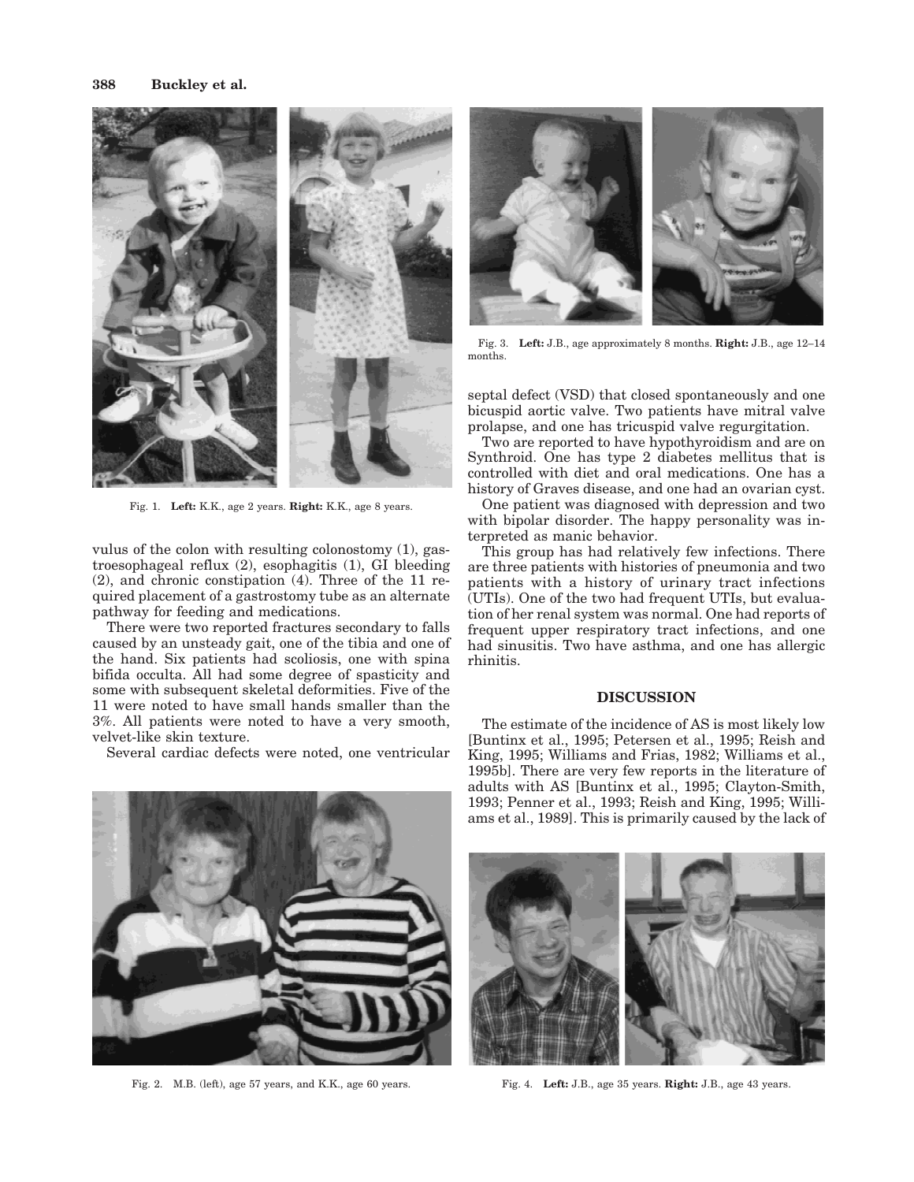Fig. 1. **Left:** K.K., age 2 years. **Right:** K.K., age 8 years.

vulus of the colon with resulting colonostomy (1), gastroesophageal reflux (2), esophagitis (1), GI bleeding (2), and chronic constipation (4). Three of the 11 required placement of a gastrostomy tube as an alternate pathway for feeding and medications.

There were two reported fractures secondary to falls caused by an unsteady gait, one of the tibia and one of the hand. Six patients had scoliosis, one with spina bifida occulta. All had some degree of spasticity and some with subsequent skeletal deformities. Five of the 11 were noted to have small hands smaller than the 3%. All patients were noted to have a very smooth, velvet-like skin texture.

Several cardiac defects were noted, one ventricular septal defect (VSD) that closed spontaneously and one bicuspid aortic valve. Two patients have mitral valve prolapse, and one has tricuspid valve regurgitation.

Two are reported to have hypothyroidism and are on Synthroid. One has type 2 diabetes mellitus that is controlled with diet and oral medications. One has a history of Graves disease, and one had an ovarian cyst.

One patient was diagnosed with depression and two with bipolar disorder. The happy personality was interpreted as manic behavior.

This group has had relatively few infections. There are three patients with histories of pneumonia and two patients with a history of urinary tract infections (UTIs). One of the two had frequent UTIs, but evaluation of her renal system was normal. One had reports of frequent upper respiratory tract infections, and one had sinusitis. Two have asthma, and one has allergic rhinitis.

Fig. 3. **Left:** J.B., age approximately 8 months. **Right:** J.B., age 12–14 months.

Fig. 2. M.B. (left), age 57 years, and K.K., age 60 years.

## DISCUSSION

The estimate of the incidence of AS is most likely low [Buntinx et al., 1995; Petersen et al., 1995; Reish and King, 1995; Williams and Frias, 1982; Williams et al., 1995b]. There are very few reports in the literature of adults with AS [Buntinx et al., 1995; Clayton-Smith, 1993; Penner et al., 1993; Reish and King, 1995; Williams et al., 1989]. This is primarily caused by the lack of

Fig. 4. **Left:** J.B., age 35 years. **Right:** J.B., age 43 years.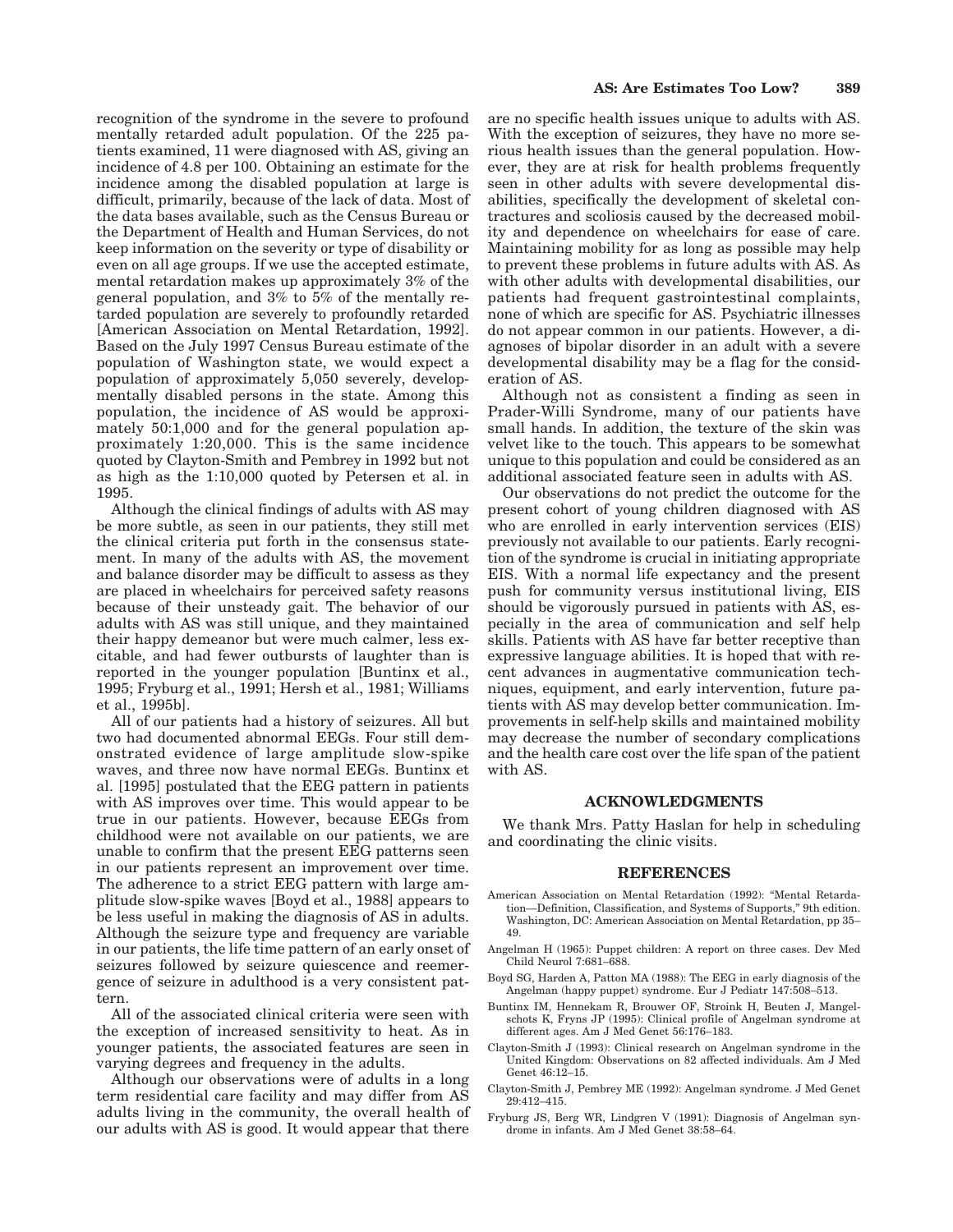recognition of the syndrome in the severe to profound mentally retarded adult population. Of the 225 patients examined, 11 were diagnosed with AS, giving an incidence of 4.8 per 100. Obtaining an estimate for the incidence among the disabled population at large is difficult, primarily, because of the lack of data. Most of the data bases available, such as the Census Bureau or the Department of Health and Human Services, do not keep information on the severity or type of disability or even on all age groups. If we use the accepted estimate, mental retardation makes up approximately 3% of the general population, and 3% to 5% of the mentally retarded population are severely to profoundly retarded [American Association on Mental Retardation, 1992]. Based on the July 1997 Census Bureau estimate of the population of Washington state, we would expect a population of approximately 5,050 severely, developmentally disabled persons in the state. Among this population, the incidence of AS would be approximately 50:1,000 and for the general population approximately 1:20,000. This is the same incidence quoted by Clayton-Smith and Pembrey in 1992 but not as high as the 1:10,000 quoted by Petersen et al. in 1995.

Although the clinical findings of adults with AS may be more subtle, as seen in our patients, they still met the clinical criteria put forth in the consensus statement. In many of the adults with AS, the movement and balance disorder may be difficult to assess as they are placed in wheelchairs for perceived safety reasons because of their unsteady gait. The behavior of our adults with AS was still unique, and they maintained their happy demeanor but were much calmer, less excitable, and had fewer outbursts of laughter than is reported in the younger population [Buntinx et al., 1995; Fryburg et al., 1991; Hersh et al., 1981; Williams et al., 1995b].

All of our patients had a history of seizures. All but two had documented abnormal EEGs. Four still demonstrated evidence of large amplitude slow-spike waves, and three now have normal EEGs. Buntinx et al. [1995] postulated that the EEG pattern in patients with AS improves over time. This would appear to be true in our patients. However, because EEGs from childhood were not available on our patients, we are unable to confirm that the present EEG patterns seen in our patients represent an improvement over time. The adherence to a strict EEG pattern with large amplitude slow-spike waves [Boyd et al., 1988] appears to be less useful in making the diagnosis of AS in adults. Although the seizure type and frequency are variable in our patients, the life time pattern of an early onset of seizures followed by seizure quiescence and reemergence of seizure in adulthood is a very consistent pattern.

All of the associated clinical criteria were seen with the exception of increased sensitivity to heat. As in younger patients, the associated features are seen in varying degrees and frequency in the adults.

Although our observations were of adults in a long term residential care facility and may differ from AS adults living in the community, the overall health of our adults with AS is good. It would appear that there are no specific health issues unique to adults with AS. With the exception of seizures, they have no more serious health issues than the general population. However, they are at risk for health problems frequently seen in other adults with severe developmental disabilities, specifically the development of skeletal contractures and scoliosis caused by the decreased mobility and dependence on wheelchairs for ease of care. Maintaining mobility for as long as possible may help to prevent these problems in future adults with AS. As with other adults with developmental disabilities, our patients had frequent gastrointestinal complaints, none of which are specific for AS. Psychiatric illnesses do not appear common in our patients. However, a diagnoses of bipolar disorder in an adult with a severe developmental disability may be a flag for the consideration of AS.

Although not as consistent a finding as seen in Prader-Willi Syndrome, many of our patients have small hands. In addition, the texture of the skin was velvet like to the touch. This appears to be somewhat unique to this population and could be considered as an additional associated feature seen in adults with AS.

Our observations do not predict the outcome for the present cohort of young children diagnosed with AS who are enrolled in early intervention services (EIS) previously not available to our patients. Early recognition of the syndrome is crucial in initiating appropriate EIS. With a normal life expectancy and the present push for community versus institutional living, EIS should be vigorously pursued in patients with AS, especially in the area of communication and self help skills. Patients with AS have far better receptive than expressive language abilities. It is hoped that with recent advances in augmentative communication techniques, equipment, and early intervention, future patients with AS may develop better communication. Improvements in self-help skills and maintained mobility may decrease the number of secondary complications and the health care cost over the life span of the patient with AS.

## ACKNOWLEDGMENTS

We thank Mrs. Patty Haslan for help in scheduling and coordinating the clinic visits.

## REFERENCES

American Association on Mental Retardation (1992): "Mental Retardation—Definition, Classification, and Systems of Supports," 9th edition. Washington, DC: American Association on Mental Retardation, pp 35–49.

Angelman H (1965): Puppet children: A report on three cases. Dev Med Child Neurol 7:681–688.

Boyd SG, Harden A, Patton MA (1988): The EEG in early diagnosis of the Angelman (happy puppet) syndrome. Eur J Pediatr 147:508–513.

Buntinx IM, Hennekam R, Brouwer OF, Stroink H, Beuten J, Mangelschots K, Fryns JP (1995): Clinical profile of Angelman syndrome at different ages. Am J Med Genet 56:176–183.

Clayton-Smith J (1993): Clinical research on Angelman syndrome in the United Kingdom: Observations on 82 affected individuals. Am J Med Genet 46:12–15.

Clayton-Smith J, Pembrey ME (1992): Angelman syndrome. J Med Genet 29:412–415.

Fryburg JS, Berg WR, Lindgren V (1991): Diagnosis of Angelman syndrome in infants. Am J Med Genet 38:58–64.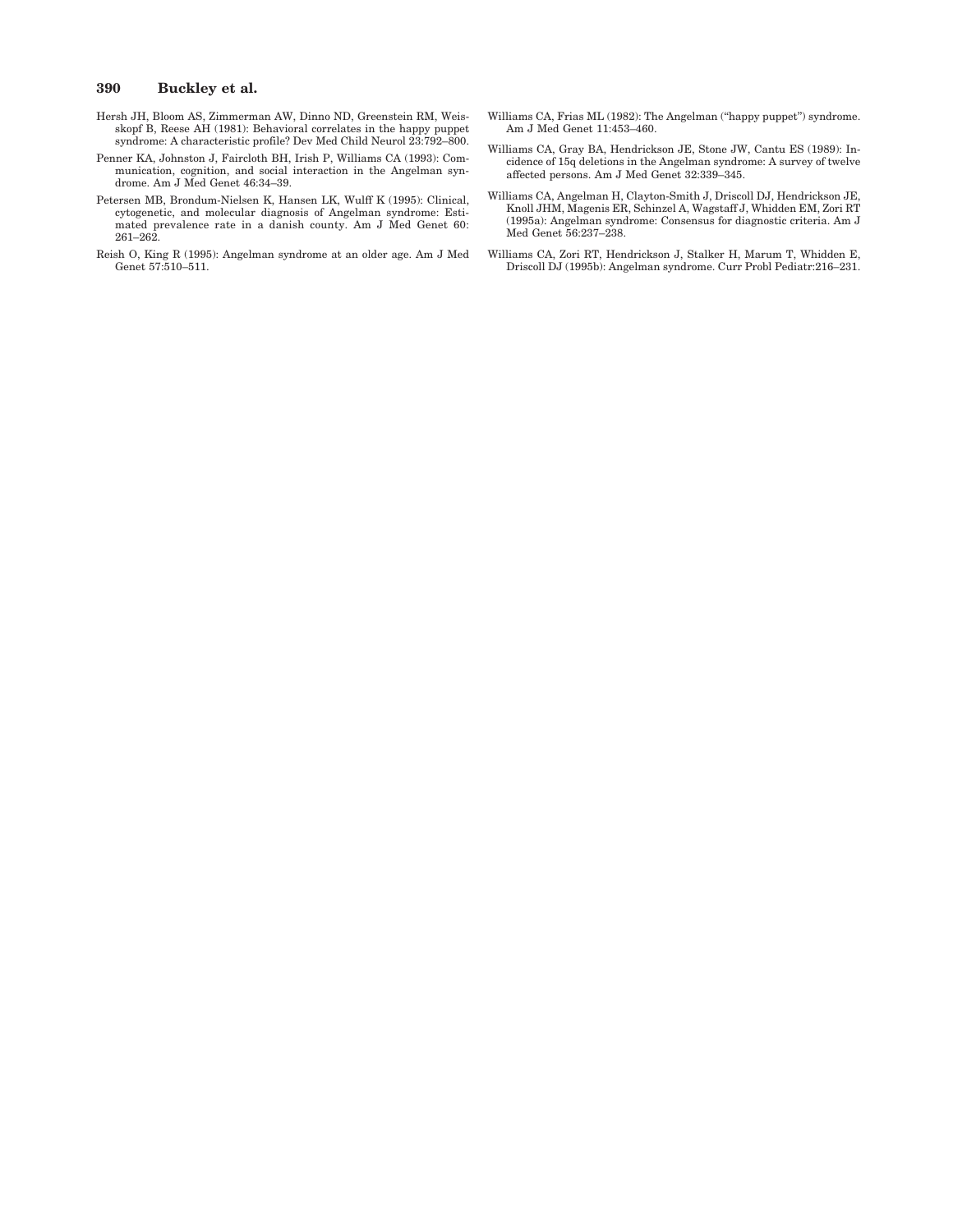Hersh JH, Bloom AS, Zimmerman AW, Dinno ND, Greenstein RM, Weisskopf B, Reese AH (1981): Behavioral correlates in the happy puppet syndrome: A characteristic profile? Dev Med Child Neurol 23:792–800.

Penner KA, Johnston J, Faircloth BH, Irish P, Williams CA (1993): Communication, cognition, and social interaction in the Angelman syndrome. Am J Med Genet 46:34–39.

Petersen MB, Brondum-Nielsen K, Hansen LK, Wulff K (1995): Clinical, cytogenetic, and molecular diagnosis of Angelman syndrome: Estimated prevalence rate in a danish county. Am J Med Genet 60: 261–262.

Reish O, King R (1995): Angelman syndrome at an older age. Am J Med Genet 57:510–511.

Williams CA, Frias ML (1982): The Angelman ("happy puppet") syndrome. Am J Med Genet 11:453–460.

Williams CA, Gray BA, Hendrickson JE, Stone JW, Cantu ES (1989): Incidence of 15q deletions in the Angelman syndrome: A survey of twelve affected persons. Am J Med Genet 32:339–345.

Williams CA, Angelman H, Clayton-Smith J, Driscoll DJ, Hendrickson JE, Knoll JHM, Magenis ER, Schinzel A, Wagstaff J, Whidden EM, Zori RT (1995a): Angelman syndrome: Consensus for diagnostic criteria. Am J Med Genet 56:237–238.

Williams CA, Zori RT, Hendrickson J, Stalker H, Marum T, Whidden E, Driscoll DJ (1995b): Angelman syndrome. Curr Probl Pediatr:216–231.